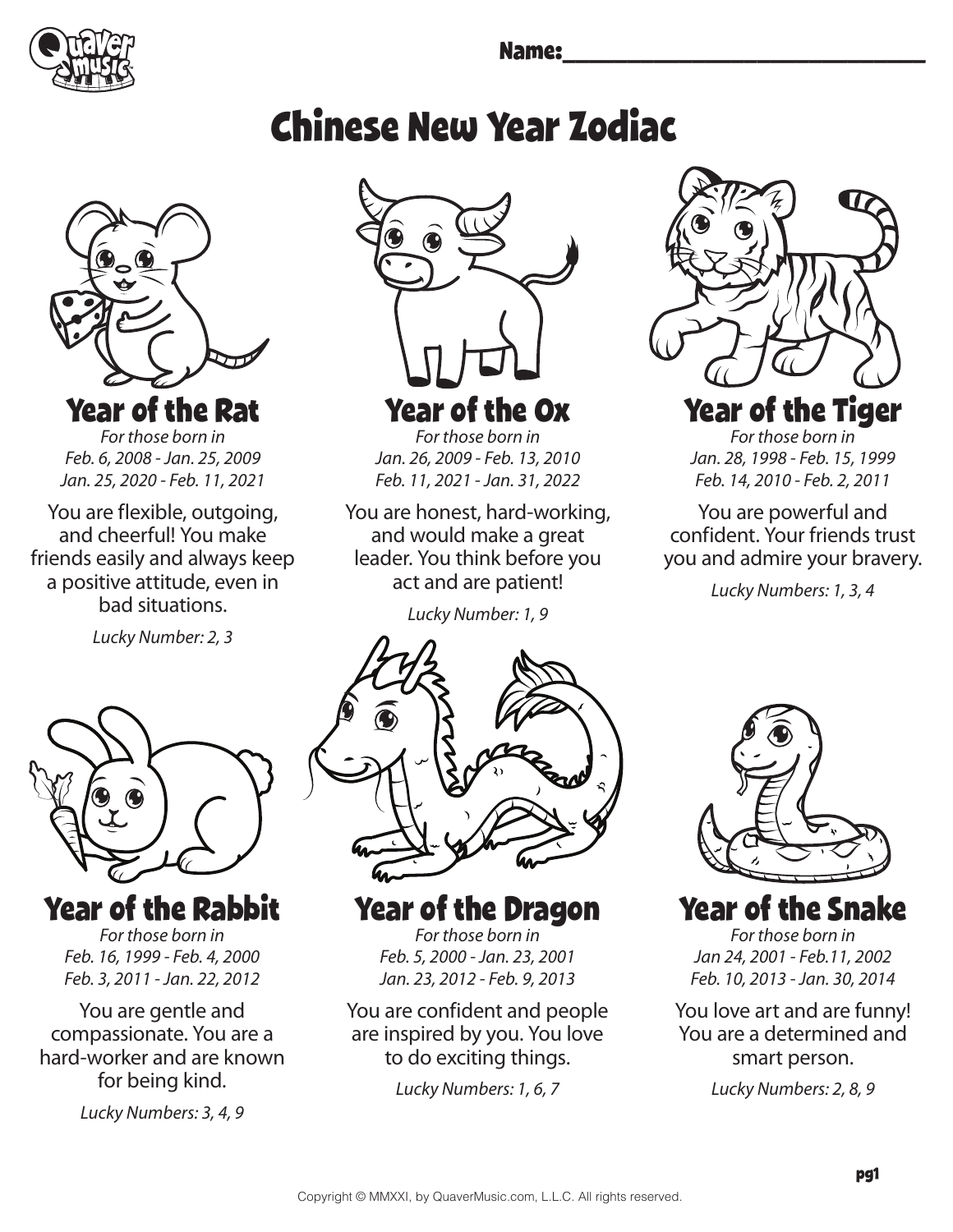Name:______________________________

# Chinese New Year Zodiac

## Year of the Rat

*For those born in*
*Feb. 6, 2008 - Jan. 25, 2009*
*Jan. 25, 2020 - Feb. 11, 2021*

You are flexible, outgoing, and cheerful! You make friends easily and always keep a positive attitude, even in bad situations.

*Lucky Number: 2, 3*

## Year of the Ox

*For those born in*
*Jan. 26, 2009 - Feb. 13, 2010*
*Feb. 11, 2021 - Jan. 31, 2022*

You are honest, hard-working, and would make a great leader. You think before you act and are patient!

*Lucky Number: 1, 9*

## Year of the Tiger

*For those born in*
*Jan. 28, 1998 - Feb. 15, 1999*
*Feb. 14, 2010 - Feb. 2, 2011*

You are powerful and confident. Your friends trust you and admire your bravery.

*Lucky Numbers: 1, 3, 4*

## Year of the Rabbit

*For those born in*
*Feb. 16, 1999 - Feb. 4, 2000*
*Feb. 3, 2011 - Jan. 22, 2012*

You are gentle and compassionate. You are a hard-worker and are known for being kind.

*Lucky Numbers: 3, 4, 9*

## Year of the Dragon

*For those born in*
*Feb. 5, 2000 - Jan. 23, 2001*
*Jan. 23, 2012 - Feb. 9, 2013*

You are confident and people are inspired by you. You love to do exciting things.

*Lucky Numbers: 1, 6, 7*

## Year of the Snake

*For those born in*
*Jan 24, 2001 - Feb.11, 2002*
*Feb. 10, 2013 - Jan. 30, 2014*

You love art and are funny! You are a determined and smart person.

*Lucky Numbers: 2, 8, 9*

Copyright © MMXXI, by QuaverMusic.com, L.L.C. All rights reserved.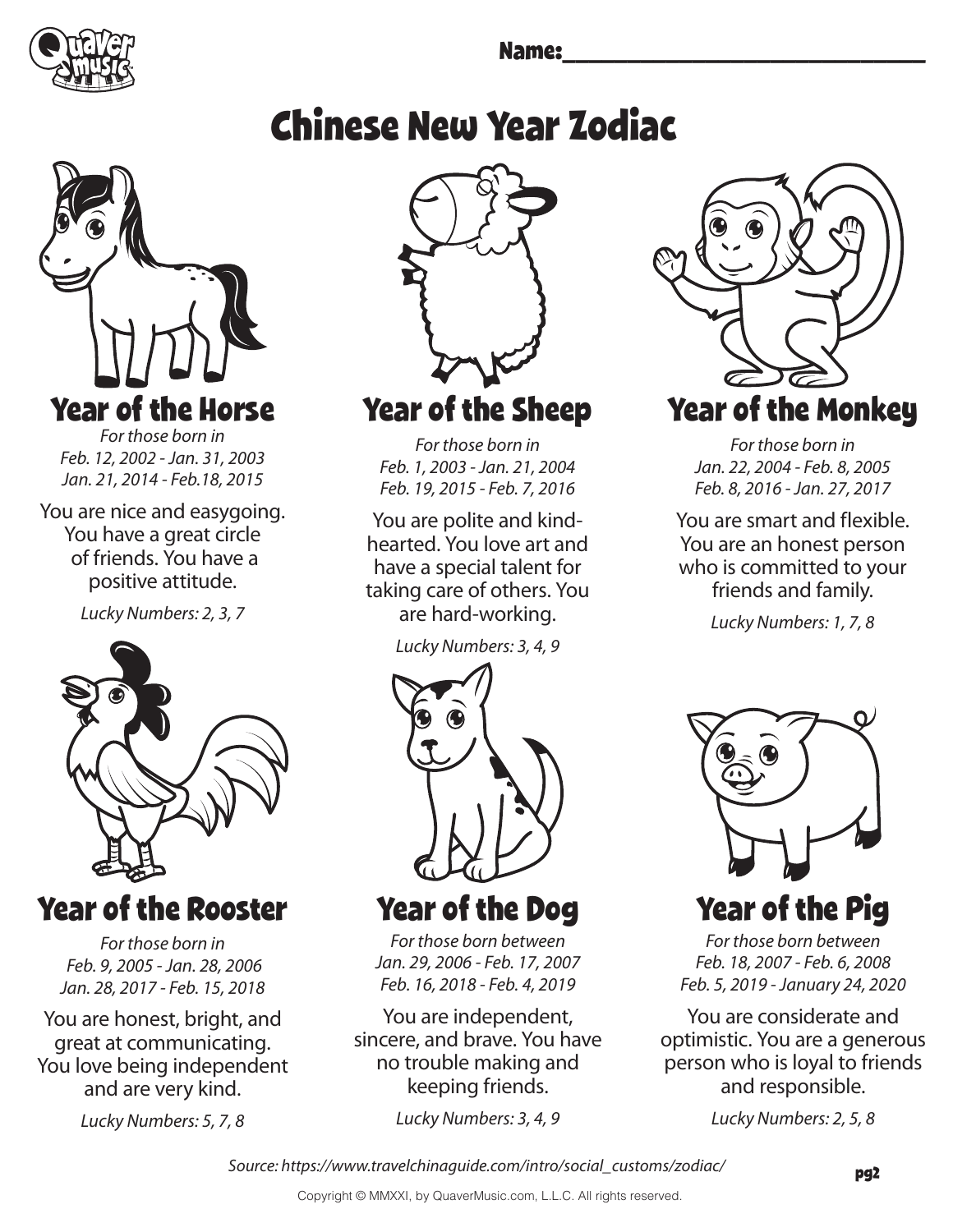Name:\_\_\_\_\_\_\_\_\_\_\_\_\_\_\_\_\_\_\_\_\_\_\_\_\_\_\_\_\_\_

# Chinese New Year Zodiac

## Year of the Horse

*For those born in*
*Feb. 12, 2002 - Jan. 31, 2003*
*Jan. 21, 2014 - Feb.18, 2015*

You are nice and easygoing. You have a great circle of friends. You have a positive attitude.

*Lucky Numbers: 2, 3, 7*

## Year of the Sheep

*For those born in*
*Feb. 1, 2003 - Jan. 21, 2004*
*Feb. 19, 2015 - Feb. 7, 2016*

You are polite and kind-hearted. You love art and have a special talent for taking care of others. You are hard-working.

*Lucky Numbers: 3, 4, 9*

## Year of the Monkey

*For those born in*
*Jan. 22, 2004 - Feb. 8, 2005*
*Feb. 8, 2016 - Jan. 27, 2017*

You are smart and flexible. You are an honest person who is committed to your friends and family.

*Lucky Numbers: 1, 7, 8*

## Year of the Rooster

*For those born in*
*Feb. 9, 2005 - Jan. 28, 2006*
*Jan. 28, 2017 - Feb. 15, 2018*

You are honest, bright, and great at communicating. You love being independent and are very kind.

*Lucky Numbers: 5, 7, 8*

## Year of the Dog

*For those born between*
*Jan. 29, 2006 - Feb. 17, 2007*
*Feb. 16, 2018 - Feb. 4, 2019*

You are independent, sincere, and brave. You have no trouble making and keeping friends.

*Lucky Numbers: 3, 4, 9*

## Year of the Pig

*For those born between*
*Feb. 18, 2007 - Feb. 6, 2008*
*Feb. 5, 2019 - January 24, 2020*

You are considerate and optimistic. You are a generous person who is loyal to friends and responsible.

*Lucky Numbers: 2, 5, 8*

*Source: https://www.travelchinaguide.com/intro/social_customs/zodiac/*

Copyright © MMXXI, by QuaverMusic.com, L.L.C. All rights reserved.